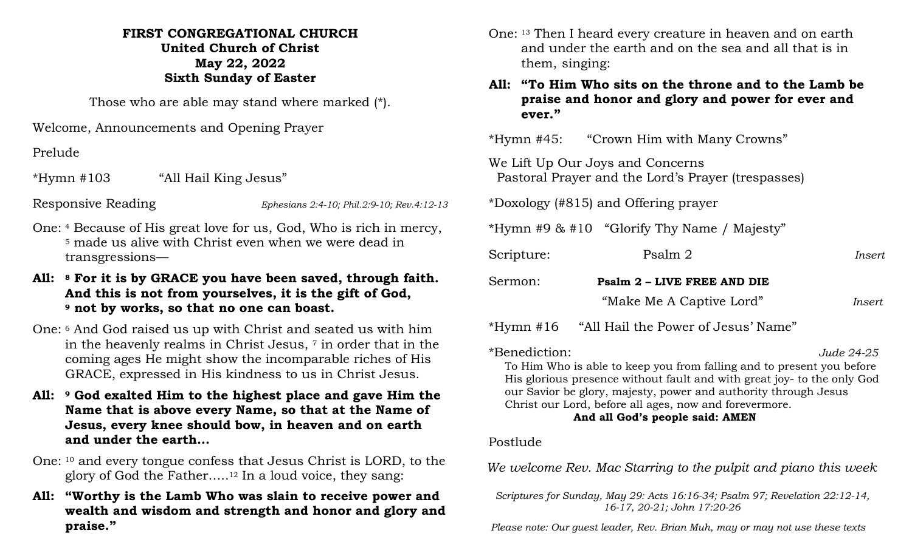**FIRST CONGREGATIONAL CHURCH**
**United Church of Christ**
**May 22, 2022**
**Sixth Sunday of Easter**

Those who are able may stand where marked (*).

Welcome, Announcements and Opening Prayer

Prelude

*Hymn #103 "All Hail King Jesus"

Responsive Reading *Ephesians 2:4-10; Phil.2:9-10; Rev.4:12-13*

One: [4] Because of His great love for us, God, Who is rich in mercy, [5] made us alive with Christ even when we were dead in transgressions—

**All: [8] For it is by GRACE you have been saved, through faith. And this is not from yourselves, it is the gift of God, [9] not by works, so that no one can boast.**

One: [6] And God raised us up with Christ and seated us with him in the heavenly realms in Christ Jesus, [7] in order that in the coming ages He might show the incomparable riches of His GRACE, expressed in His kindness to us in Christ Jesus.

**All: [9] God exalted Him to the highest place and gave Him the Name that is above every Name, so that at the Name of Jesus, every knee should bow, in heaven and on earth and under the earth…**

One: [10] and every tongue confess that Jesus Christ is LORD, to the glory of God the Father…..[12] In a loud voice, they sang:

**All: "Worthy is the Lamb Who was slain to receive power and wealth and wisdom and strength and honor and glory and praise."**

One: [13] Then I heard every creature in heaven and on earth and under the earth and on the sea and all that is in them, singing:

**All: "To Him Who sits on the throne and to the Lamb be praise and honor and glory and power for ever and ever."**

*Hymn #45: "Crown Him with Many Crowns"

We Lift Up Our Joys and Concerns
Pastoral Prayer and the Lord's Prayer (trespasses)

*Doxology (#815) and Offering prayer

*Hymn #9 & #10 "Glorify Thy Name / Majesty"

Scripture: Psalm 2 *Insert*

Sermon: **Psalm 2 – LIVE FREE AND DIE**
"Make Me A Captive Lord" *Insert*

*Hymn #16 "All Hail the Power of Jesus' Name"

*Benediction: *Jude 24-25*
To Him Who is able to keep you from falling and to present you before His glorious presence without fault and with great joy- to the only God our Savior be glory, majesty, power and authority through Jesus Christ our Lord, before all ages, now and forevermore.
**And all God's people said: AMEN**

Postlude

*We welcome Rev. Mac Starring to the pulpit and piano this week*

*Scriptures for Sunday, May 29: Acts 16:16-34; Psalm 97; Revelation 22:12-14, 16-17, 20-21; John 17:20-26*

*Please note: Our guest leader, Rev. Brian Muh, may or may not use these texts*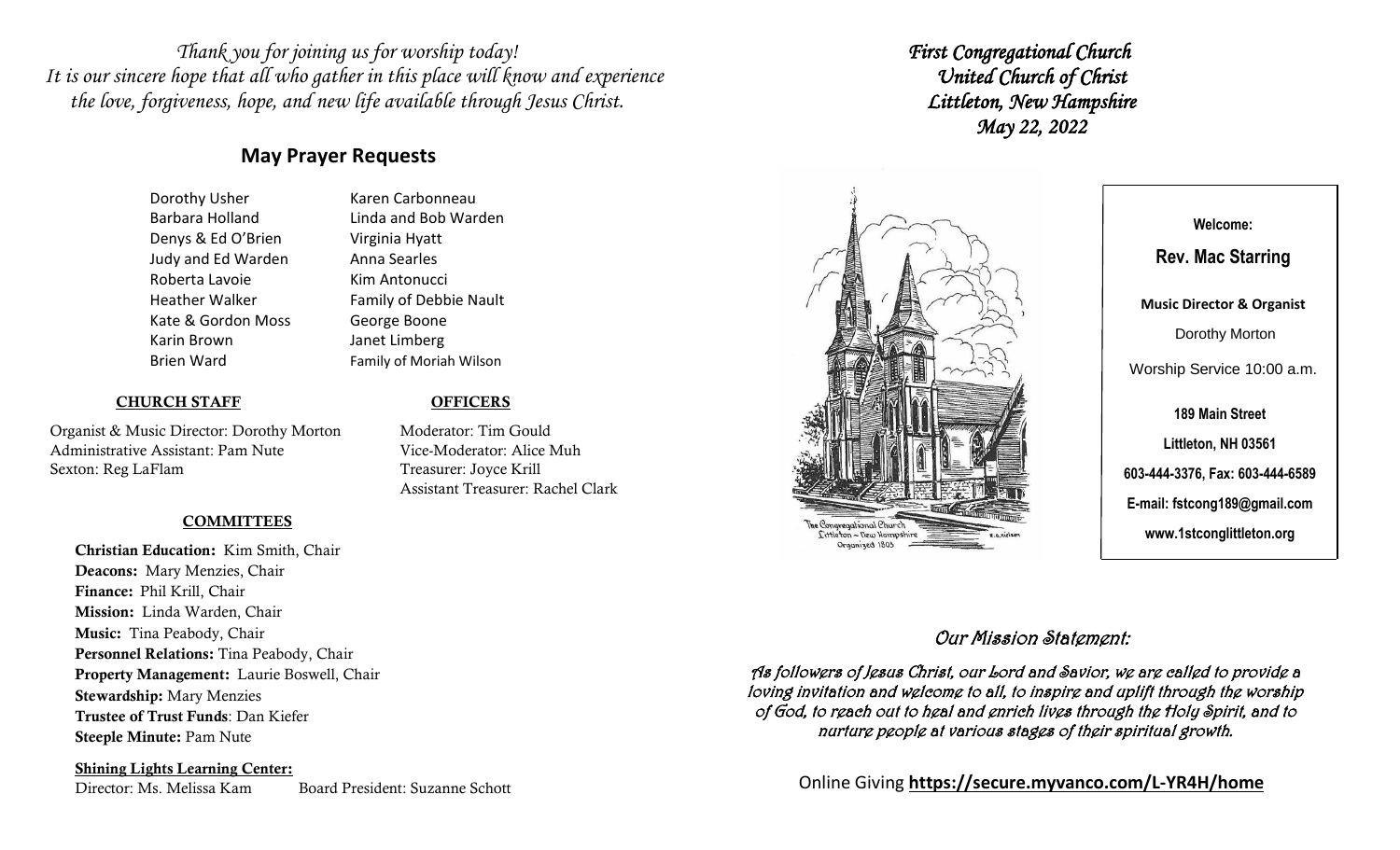*Thank you for joining us for worship today!*
*It is our sincere hope that all who gather in this place will know and experience the love, forgiveness, hope, and new life available through Jesus Christ.*

## May Prayer Requests

| | |
|---|---|
| Dorothy Usher | Karen Carbonneau |
| Barbara Holland | Linda and Bob Warden |
| Denys & Ed O'Brien | Virginia Hyatt |
| Judy and Ed Warden | Anna Searles |
| Roberta Lavoie | Kim Antonucci |
| Heather Walker | Family of Debbie Nault |
| Kate & Gordon Moss | George Boone |
| Karin Brown | Janet Limberg |
| Brien Ward | Family of Moriah Wilson |

**CHURCH STAFF**

Organist & Music Director: Dorothy Morton
Administrative Assistant: Pam Nute
Sexton: Reg LaFlam

**OFFICERS**

Moderator: Tim Gould
Vice-Moderator: Alice Muh
Treasurer: Joyce Krill
Assistant Treasurer: Rachel Clark

**COMMITTEES**

**Christian Education:** Kim Smith, Chair
**Deacons:** Mary Menzies, Chair
**Finance:** Phil Krill, Chair
**Mission:** Linda Warden, Chair
**Music:** Tina Peabody, Chair
**Personnel Relations:** Tina Peabody, Chair
**Property Management:** Laurie Boswell, Chair
**Stewardship:** Mary Menzies
**Trustee of Trust Funds**: Dan Kiefer
**Steeple Minute:** Pam Nute

**Shining Lights Learning Center:**
Director: Ms. Melissa Kam    Board President: Suzanne Schott

*First Congregational Church*
*United Church of Christ*
*Littleton, New Hampshire*
*May 22, 2022*

The Congregational Church
Littleton ~ New Hampshire
Organized 1803

**Welcome:**

**Rev. Mac Starring**

**Music Director & Organist**

Dorothy Morton

Worship Service 10:00 a.m.

**189 Main Street**

**Littleton, NH 03561**

**603-444-3376, Fax: 603-444-6589**

**E-mail: fstcong189@gmail.com**

**www.1stconglittleton.org**

*Our Mission Statement:*

*As followers of Jesus Christ, our Lord and Savior, we are called to provide a loving invitation and welcome to all, to inspire and uplift through the worship of God, to reach out to heal and enrich lives through the Holy Spirit, and to nurture people at various stages of their spiritual growth.*

Online Giving **https://secure.myvanco.com/L-YR4H/home**